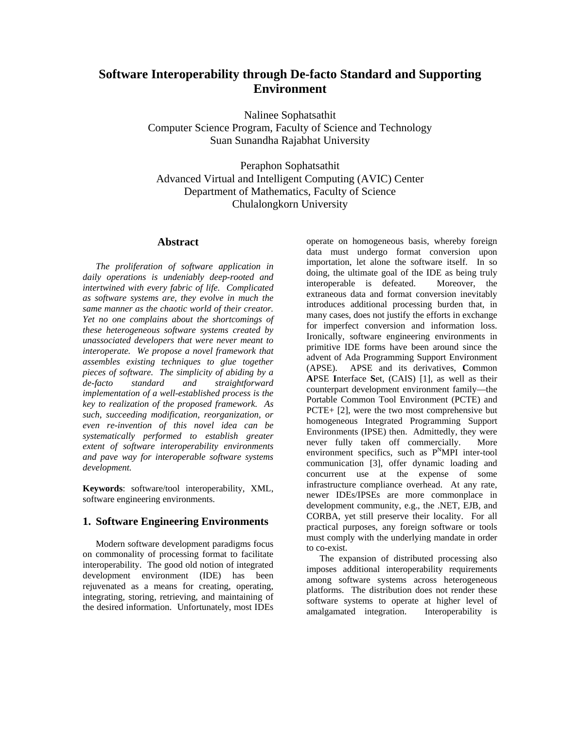# Software Interoperability through De-facto Standard and Supporting Environment

Nalinee Sophatsathit
Computer Science Program, Faculty of Science and Technology
Suan Sunandha Rajabhat University

Peraphon Sophatsathit
Advanced Virtual and Intelligent Computing (AVIC) Center
Department of Mathematics, Faculty of Science
Chulalongkorn University

## Abstract

*The proliferation of software application in daily operations is undeniably deep-rooted and intertwined with every fabric of life. Complicated as software systems are, they evolve in much the same manner as the chaotic world of their creator. Yet no one complains about the shortcomings of these heterogeneous software systems created by unassociated developers that were never meant to interoperate. We propose a novel framework that assembles existing techniques to glue together pieces of software. The simplicity of abiding by a de-facto standard and straightforward implementation of a well-established process is the key to realization of the proposed framework. As such, succeeding modification, reorganization, or even re-invention of this novel idea can be systematically performed to establish greater extent of software interoperability environments and pave way for interoperable software systems development.*

**Keywords**: software/tool interoperability, XML, software engineering environments.

## 1. Software Engineering Environments

Modern software development paradigms focus on commonality of processing format to facilitate interoperability. The good old notion of integrated development environment (IDE) has been rejuvenated as a means for creating, operating, integrating, storing, retrieving, and maintaining of the desired information. Unfortunately, most IDEs operate on homogeneous basis, whereby foreign data must undergo format conversion upon importation, let alone the software itself. In so doing, the ultimate goal of the IDE as being truly interoperable is defeated. Moreover, the extraneous data and format conversion inevitably introduces additional processing burden that, in many cases, does not justify the efforts in exchange for imperfect conversion and information loss. Ironically, software engineering environments in primitive IDE forms have been around since the advent of Ada Programming Support Environment (APSE). APSE and its derivatives, **C**ommon **A**PSE **I**nterface **S**et, (CAIS) [1], as well as their counterpart development environment family—the Portable Common Tool Environment (PCTE) and PCTE+ [2], were the two most comprehensive but homogeneous Integrated Programming Support Environments (IPSE) then. Admittedly, they were never fully taken off commercially. More environment specifics, such as P$^N$MPI inter-tool communication [3], offer dynamic loading and concurrent use at the expense of some infrastructure compliance overhead. At any rate, newer IDEs/IPSEs are more commonplace in development community, e.g., the .NET, EJB, and CORBA, yet still preserve their locality. For all practical purposes, any foreign software or tools must comply with the underlying mandate in order to co-exist.

The expansion of distributed processing also imposes additional interoperability requirements among software systems across heterogeneous platforms. The distribution does not render these software systems to operate at higher level of amalgamated integration. Interoperability is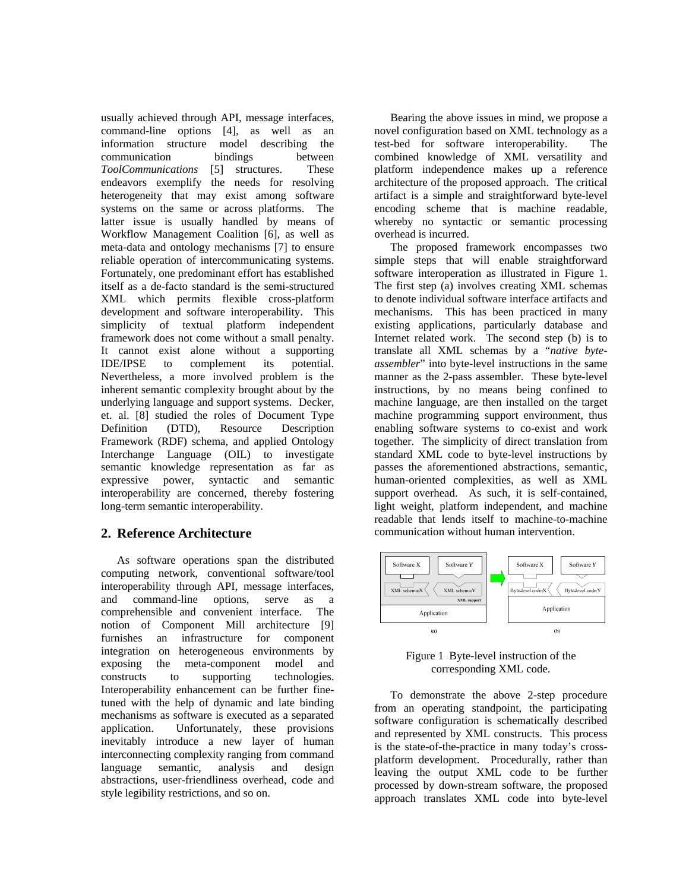usually achieved through API, message interfaces, command-line options [4], as well as an information structure model describing the communication bindings between *ToolCommunications* [5] structures. These endeavors exemplify the needs for resolving heterogeneity that may exist among software systems on the same or across platforms. The latter issue is usually handled by means of Workflow Management Coalition [6], as well as meta-data and ontology mechanisms [7] to ensure reliable operation of intercommunicating systems. Fortunately, one predominant effort has established itself as a de-facto standard is the semi-structured XML which permits flexible cross-platform development and software interoperability. This simplicity of textual platform independent framework does not come without a small penalty. It cannot exist alone without a supporting IDE/IPSE to complement its potential. Nevertheless, a more involved problem is the inherent semantic complexity brought about by the underlying language and support systems. Decker, et. al. [8] studied the roles of Document Type Definition (DTD), Resource Description Framework (RDF) schema, and applied Ontology Interchange Language (OIL) to investigate semantic knowledge representation as far as expressive power, syntactic and semantic interoperability are concerned, thereby fostering long-term semantic interoperability.

## 2. Reference Architecture

As software operations span the distributed computing network, conventional software/tool interoperability through API, message interfaces, and command-line options, serve as a comprehensible and convenient interface. The notion of Component Mill architecture [9] furnishes an infrastructure for component integration on heterogeneous environments by exposing the meta-component model and constructs to supporting technologies. Interoperability enhancement can be further fine-tuned with the help of dynamic and late binding mechanisms as software is executed as a separated application. Unfortunately, these provisions inevitably introduce a new layer of human interconnecting complexity ranging from command language semantic, analysis and design abstractions, user-friendliness overhead, code and style legibility restrictions, and so on.

Bearing the above issues in mind, we propose a novel configuration based on XML technology as a test-bed for software interoperability. The combined knowledge of XML versatility and platform independence makes up a reference architecture of the proposed approach. The critical artifact is a simple and straightforward byte-level encoding scheme that is machine readable, whereby no syntactic or semantic processing overhead is incurred.

The proposed framework encompasses two simple steps that will enable straightforward software interoperation as illustrated in Figure 1. The first step (a) involves creating XML schemas to denote individual software interface artifacts and mechanisms. This has been practiced in many existing applications, particularly database and Internet related work. The second step (b) is to translate all XML schemas by a "*native byte-assembler*" into byte-level instructions in the same manner as the 2-pass assembler. These byte-level instructions, by no means being confined to machine language, are then installed on the target machine programming support environment, thus enabling software systems to co-exist and work together. The simplicity of direct translation from standard XML code to byte-level instructions by passes the aforementioned abstractions, semantic, human-oriented complexities, as well as XML support overhead. As such, it is self-contained, light weight, platform independent, and machine readable that lends itself to machine-to-machine communication without human intervention.

Figure 1 Byte-level instruction of the corresponding XML code.

To demonstrate the above 2-step procedure from an operating standpoint, the participating software configuration is schematically described and represented by XML constructs. This process is the state-of-the-practice in many today's cross-platform development. Procedurally, rather than leaving the output XML code to be further processed by down-stream software, the proposed approach translates XML code into byte-level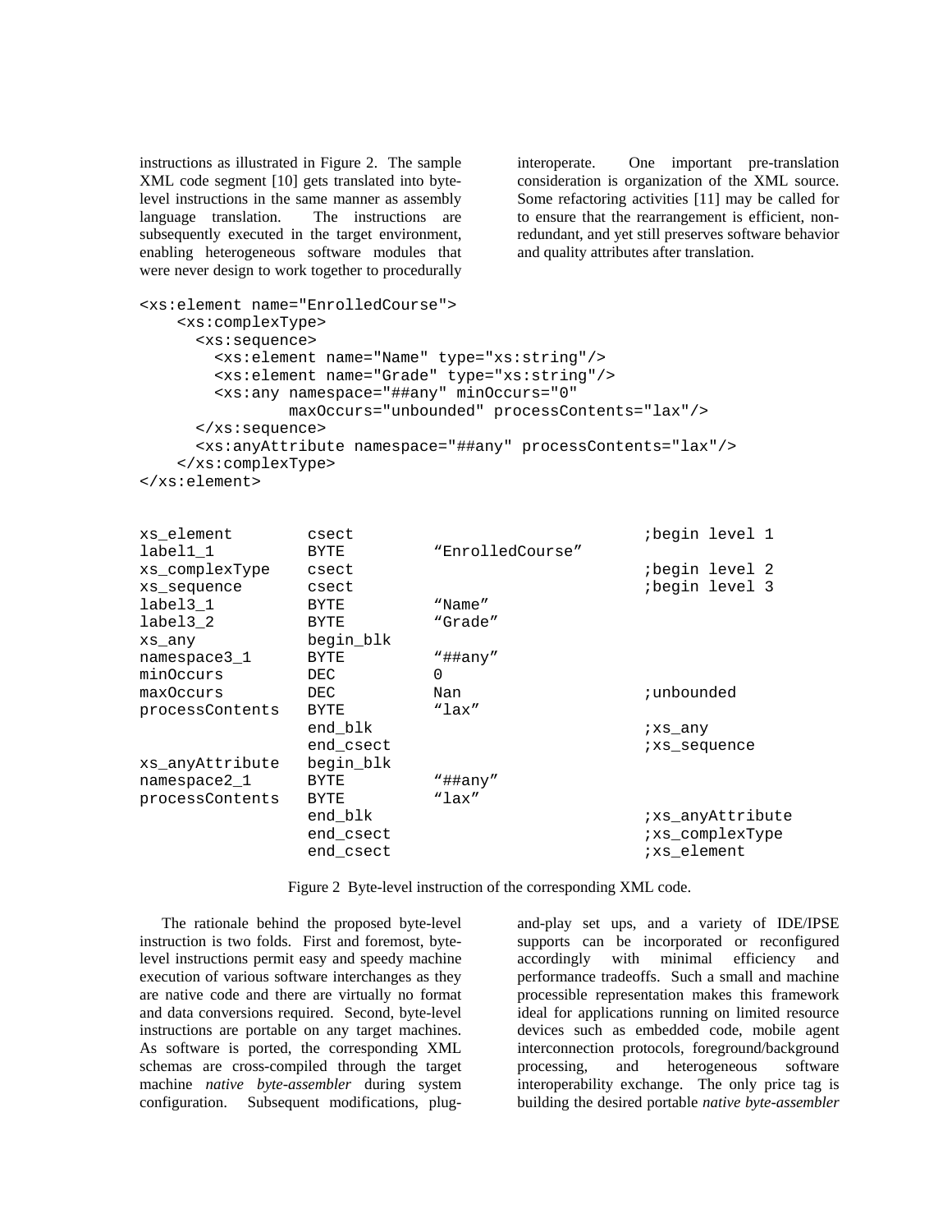instructions as illustrated in Figure 2. The sample XML code segment [10] gets translated into byte-level instructions in the same manner as assembly language translation. The instructions are subsequently executed in the target environment, enabling heterogeneous software modules that were never design to work together to procedurally interoperate. One important pre-translation consideration is organization of the XML source. Some refactoring activities [11] may be called for to ensure that the rearrangement is efficient, non-redundant, and yet still preserves software behavior and quality attributes after translation.

```
<xs:element name="EnrolledCourse">
    <xs:complexType>
      <xs:sequence>
        <xs:element name="Name" type="xs:string"/>
        <xs:element name="Grade" type="xs:string"/>
        <xs:any namespace="##any" minOccurs="0"
                maxOccurs="unbounded" processContents="lax"/>
      </xs:sequence>
      <xs:anyAttribute namespace="##any" processContents="lax"/>
    </xs:complexType>
</xs:element>
```

```
xs_element       csect                              ;begin level 1
label1_1         BYTE         “EnrolledCourse”
xs_complexType   csect                              ;begin level 2
xs_sequence      csect                              ;begin level 3
label3_1         BYTE         “Name”
label3_2         BYTE         “Grade”
xs_any           begin_blk
namespace3_1     BYTE         “##any”
minOccurs        DEC          0
maxOccurs        DEC          Nan                   ;unbounded
processContents  BYTE         “lax”
                 end_blk                            ;xs_any
                 end_csect                          ;xs_sequence
xs_anyAttribute  begin_blk
namespace2_1     BYTE         “##any”
processContents  BYTE         “lax”
                 end_blk                            ;xs_anyAttribute
                 end_csect                          ;xs_complexType
                 end_csect                          ;xs_element
```

Figure 2 Byte-level instruction of the corresponding XML code.

The rationale behind the proposed byte-level instruction is two folds. First and foremost, byte-level instructions permit easy and speedy machine execution of various software interchanges as they are native code and there are virtually no format and data conversions required. Second, byte-level instructions are portable on any target machines. As software is ported, the corresponding XML schemas are cross-compiled through the target machine *native byte-assembler* during system configuration. Subsequent modifications, plug-and-play set ups, and a variety of IDE/IPSE supports can be incorporated or reconfigured accordingly with minimal efficiency and performance tradeoffs. Such a small and machine processible representation makes this framework ideal for applications running on limited resource devices such as embedded code, mobile agent interconnection protocols, foreground/background processing, and heterogeneous software interoperability exchange. The only price tag is building the desired portable *native byte-assembler*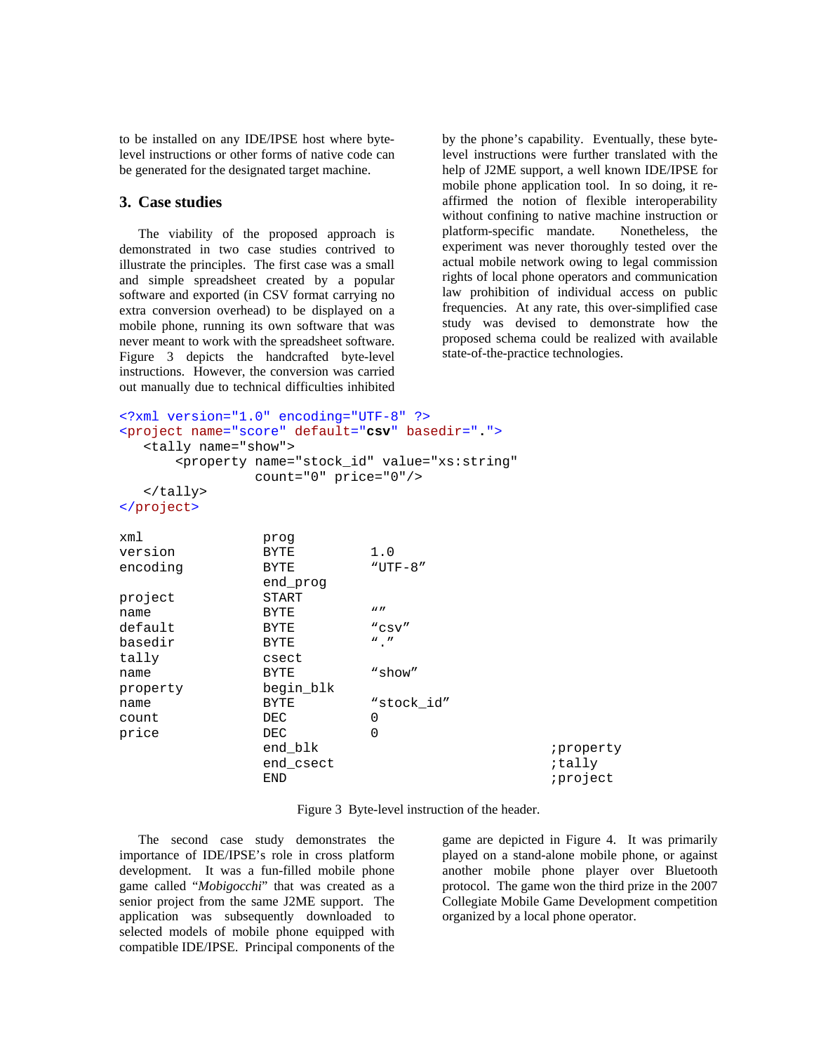to be installed on any IDE/IPSE host where byte-level instructions or other forms of native code can be generated for the designated target machine.

## 3. Case studies

The viability of the proposed approach is demonstrated in two case studies contrived to illustrate the principles. The first case was a small and simple spreadsheet created by a popular software and exported (in CSV format carrying no extra conversion overhead) to be displayed on a mobile phone, running its own software that was never meant to work with the spreadsheet software. Figure 3 depicts the handcrafted byte-level instructions. However, the conversion was carried out manually due to technical difficulties inhibited by the phone's capability. Eventually, these byte-level instructions were further translated with the help of J2ME support, a well known IDE/IPSE for mobile phone application tool. In so doing, it re-affirmed the notion of flexible interoperability without confining to native machine instruction or platform-specific mandate. Nonetheless, the experiment was never thoroughly tested over the actual mobile network owing to legal commission rights of local phone operators and communication law prohibition of individual access on public frequencies. At any rate, this over-simplified case study was devised to demonstrate how the proposed schema could be realized with available state-of-the-practice technologies.

```
<?xml version="1.0" encoding="UTF-8" ?>
<project name="score" default="csv" basedir=".">
   <tally name="show">
       <property name="stock_id" value="xs:string"
                 count="0" price="0"/>
   </tally>
</project>

xml                 prog
version             BYTE          1.0
encoding            BYTE          "UTF-8"
                    end_prog
project             START
name                BYTE          ""
default             BYTE          "csv"
basedir             BYTE          "."
tally               csect
name                BYTE          "show"
property            begin_blk
name                BYTE          "stock_id"
count               DEC           0
price               DEC           0
                    end_blk                               ;property
                    end_csect                             ;tally
                    END                                   ;project
```

Figure 3 Byte-level instruction of the header.

The second case study demonstrates the importance of IDE/IPSE's role in cross platform development. It was a fun-filled mobile phone game called "*Mobigocchi*" that was created as a senior project from the same J2ME support. The application was subsequently downloaded to selected models of mobile phone equipped with compatible IDE/IPSE. Principal components of the game are depicted in Figure 4. It was primarily played on a stand-alone mobile phone, or against another mobile phone player over Bluetooth protocol. The game won the third prize in the 2007 Collegiate Mobile Game Development competition organized by a local phone operator.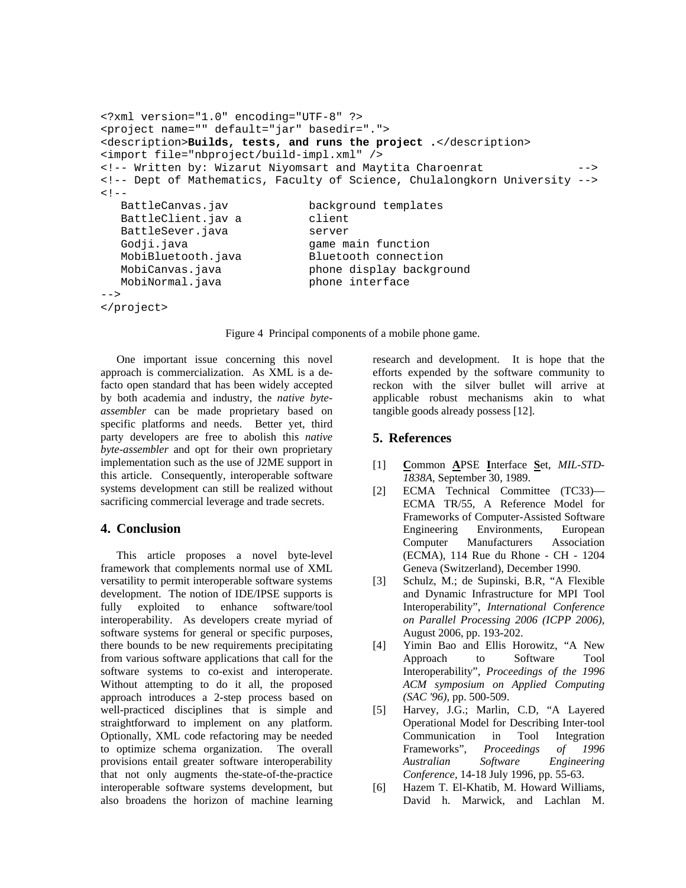```
<?xml version="1.0" encoding="UTF-8" ?>
<project name="" default="jar" basedir=".">
<description>Builds, tests, and runs the project .</description>
<import file="nbproject/build-impl.xml" />
<!-- Written by: Wizarut Niyomsart and Maytita Charoenrat            -->
<!-- Dept of Mathematics, Faculty of Science, Chulalongkorn University -->
<!--
   BattleCanvas.jav            background templates
   BattleClient.jav a          client
   BattleSever.java            server
   Godji.java                  game main function
   MobiBluetooth.java          Bluetooth connection
   MobiCanvas.java             phone display background
   MobiNormal.java             phone interface
-->
</project>
```

Figure 4 Principal components of a mobile phone game.

One important issue concerning this novel approach is commercialization. As XML is a de-facto open standard that has been widely accepted by both academia and industry, the *native byte-assembler* can be made proprietary based on specific platforms and needs. Better yet, third party developers are free to abolish this *native byte-assembler* and opt for their own proprietary implementation such as the use of J2ME support in this article. Consequently, interoperable software systems development can still be realized without sacrificing commercial leverage and trade secrets.

## 4. Conclusion

This article proposes a novel byte-level framework that complements normal use of XML versatility to permit interoperable software systems development. The notion of IDE/IPSE supports is fully exploited to enhance software/tool interoperability. As developers create myriad of software systems for general or specific purposes, there bounds to be new requirements precipitating from various software applications that call for the software systems to co-exist and interoperate. Without attempting to do it all, the proposed approach introduces a 2-step process based on well-practiced disciplines that is simple and straightforward to implement on any platform. Optionally, XML code refactoring may be needed to optimize schema organization. The overall provisions entail greater software interoperability that not only augments the-state-of-the-practice interoperable software systems development, but also broadens the horizon of machine learning research and development. It is hope that the efforts expended by the software community to reckon with the silver bullet will arrive at applicable robust mechanisms akin to what tangible goods already possess [12].

## 5. References

[1] **C**ommon **A**PSE **I**nterface **S**et, *MIL-STD-1838A*, September 30, 1989.

[2] ECMA Technical Committee (TC33)—ECMA TR/55, A Reference Model for Frameworks of Computer-Assisted Software Engineering Environments, European Computer Manufacturers Association (ECMA), 114 Rue du Rhone - CH - 1204 Geneva (Switzerland), December 1990.

[3] Schulz, M.; de Supinski, B.R, "A Flexible and Dynamic Infrastructure for MPI Tool Interoperability", *International Conference on Parallel Processing 2006 (ICPP 2006)*, August 2006, pp. 193-202.

[4] Yimin Bao and Ellis Horowitz, "A New Approach to Software Tool Interoperability", *Proceedings of the 1996 ACM symposium on Applied Computing (SAC '96)*, pp. 500-509.

[5] Harvey, J.G.; Marlin, C.D, "A Layered Operational Model for Describing Inter-tool Communication in Tool Integration Frameworks", *Proceedings of 1996 Australian Software Engineering Conference*, 14-18 July 1996, pp. 55-63.

[6] Hazem T. El-Khatib, M. Howard Williams, David h. Marwick, and Lachlan M.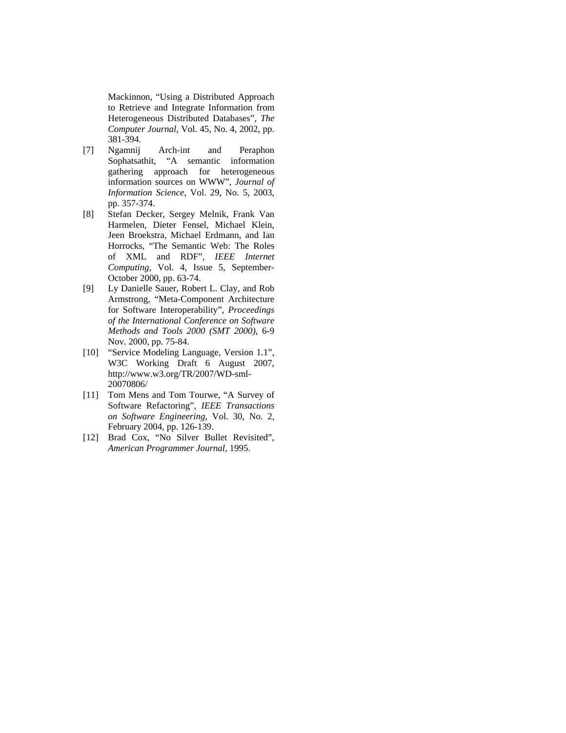Mackinnon, “Using a Distributed Approach to Retrieve and Integrate Information from Heterogeneous Distributed Databases”, *The Computer Journal*, Vol. 45, No. 4, 2002, pp. 381-394.

[7] Ngamnij Arch-int and Peraphon Sophatsathit, “A semantic information gathering approach for heterogeneous information sources on WWW”, *Journal of Information Science*, Vol. 29, No. 5, 2003, pp. 357-374.

[8] Stefan Decker, Sergey Melnik, Frank Van Harmelen, Dieter Fensel, Michael Klein, Jeen Broekstra, Michael Erdmann, and Ian Horrocks, “The Semantic Web: The Roles of XML and RDF”, *IEEE Internet Computing*, Vol. 4, Issue 5, September-October 2000, pp. 63-74.

[9] Ly Danielle Sauer, Robert L. Clay, and Rob Armstrong, “Meta-Component Architecture for Software Interoperability”, *Proceedings of the International Conference on Software Methods and Tools 2000 (SMT 2000)*, 6-9 Nov. 2000, pp. 75-84.

[10] “Service Modeling Language, Version 1.1”, W3C Working Draft 6 August 2007, http://www.w3.org/TR/2007/WD-sml-20070806/

[11] Tom Mens and Tom Tourwe, “A Survey of Software Refactoring”, *IEEE Transactions on Software Engineering*, Vol. 30, No. 2, February 2004, pp. 126-139.

[12] Brad Cox, “No Silver Bullet Revisited”, *American Programmer Journal*, 1995.